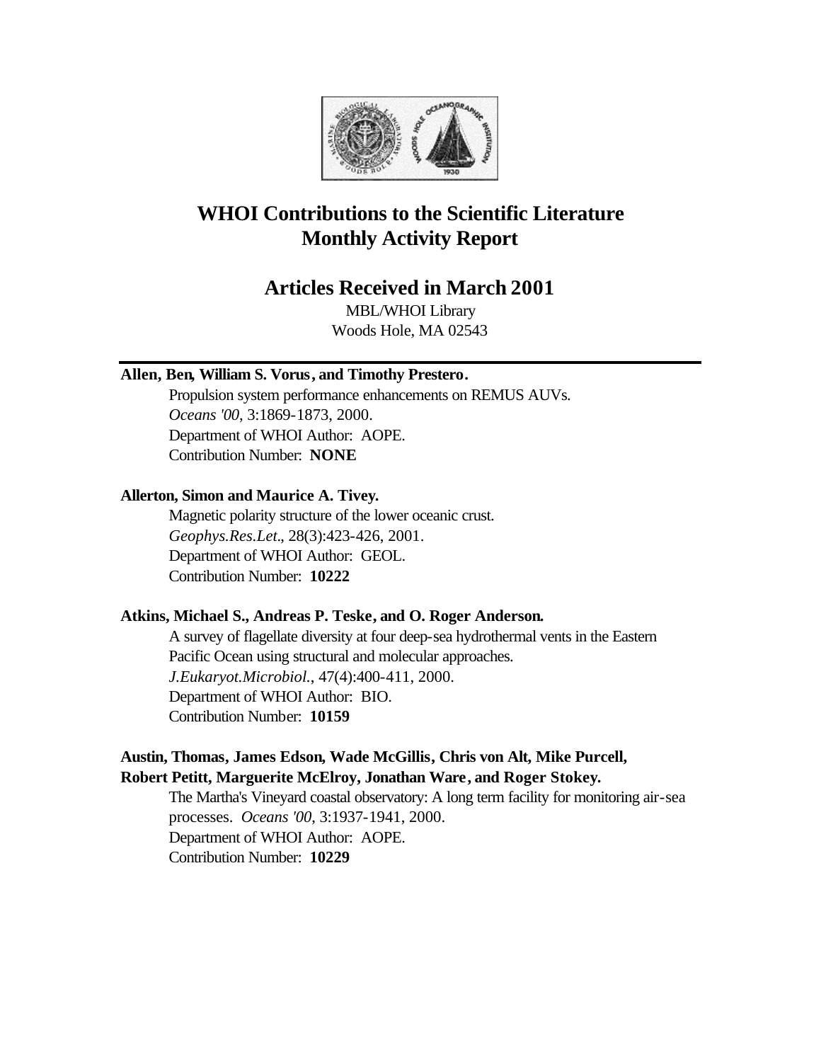# WHOI Contributions to the Scientific Literature Monthly Activity Report

## Articles Received in March 2001

MBL/WHOI Library
Woods Hole, MA 02543

---

**Allen, Ben, William S. Vorus, and Timothy Prestero.**
Propulsion system performance enhancements on REMUS AUVs.
*Oceans '00*, 3:1869-1873, 2000.
Department of WHOI Author: AOPE.
Contribution Number: **NONE**

**Allerton, Simon and Maurice A. Tivey.**
Magnetic polarity structure of the lower oceanic crust.
*Geophys.Res.Let.*, 28(3):423-426, 2001.
Department of WHOI Author: GEOL.
Contribution Number: **10222**

**Atkins, Michael S., Andreas P. Teske, and O. Roger Anderson.**
A survey of flagellate diversity at four deep-sea hydrothermal vents in the Eastern Pacific Ocean using structural and molecular approaches.
*J.Eukaryot.Microbiol.*, 47(4):400-411, 2000.
Department of WHOI Author: BIO.
Contribution Number: **10159**

**Austin, Thomas, James Edson, Wade McGillis, Chris von Alt, Mike Purcell, Robert Petitt, Marguerite McElroy, Jonathan Ware, and Roger Stokey.**
The Martha's Vineyard coastal observatory: A long term facility for monitoring air-sea processes. *Oceans '00*, 3:1937-1941, 2000.
Department of WHOI Author: AOPE.
Contribution Number: **10229**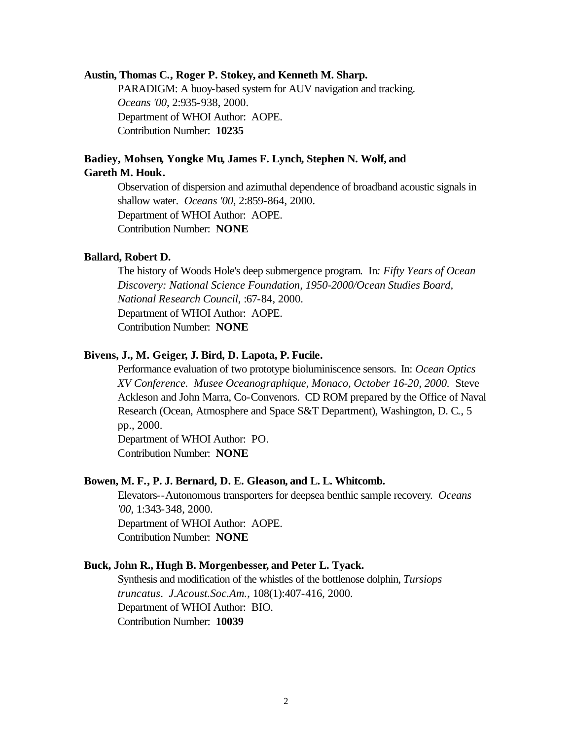**Austin, Thomas C., Roger P. Stokey, and Kenneth M. Sharp.**

PARADIGM: A buoy-based system for AUV navigation and tracking. *Oceans '00*, 2:935-938, 2000.
Department of WHOI Author: AOPE.
Contribution Number: **10235**

**Badiey, Mohsen, Yongke Mu, James F. Lynch, Stephen N. Wolf, and Gareth M. Houk.**

Observation of dispersion and azimuthal dependence of broadband acoustic signals in shallow water. *Oceans '00*, 2:859-864, 2000.
Department of WHOI Author: AOPE.
Contribution Number: **NONE**

**Ballard, Robert D.**

The history of Woods Hole's deep submergence program. In*: Fifty Years of Ocean Discovery: National Science Foundation, 1950-2000/Ocean Studies Board, National Research Council*, :67-84, 2000.
Department of WHOI Author: AOPE.
Contribution Number: **NONE**

**Bivens, J., M. Geiger, J. Bird, D. Lapota, P. Fucile.**

Performance evaluation of two prototype bioluminiscence sensors. In: *Ocean Optics XV Conference. Musee Oceanographique, Monaco, October 16-20, 2000.* Steve Ackleson and John Marra, Co-Convenors. CD ROM prepared by the Office of Naval Research (Ocean, Atmosphere and Space S&T Department), Washington, D. C., 5 pp., 2000.
Department of WHOI Author: PO.
Contribution Number: **NONE**

**Bowen, M. F., P. J. Bernard, D. E. Gleason, and L. L. Whitcomb.**

Elevators--Autonomous transporters for deepsea benthic sample recovery. *Oceans '00*, 1:343-348, 2000.
Department of WHOI Author: AOPE.
Contribution Number: **NONE**

**Buck, John R., Hugh B. Morgenbesser, and Peter L. Tyack.**

Synthesis and modification of the whistles of the bottlenose dolphin, *Tursiops truncatus*. *J.Acoust.Soc.Am.*, 108(1):407-416, 2000.
Department of WHOI Author: BIO.
Contribution Number: **10039**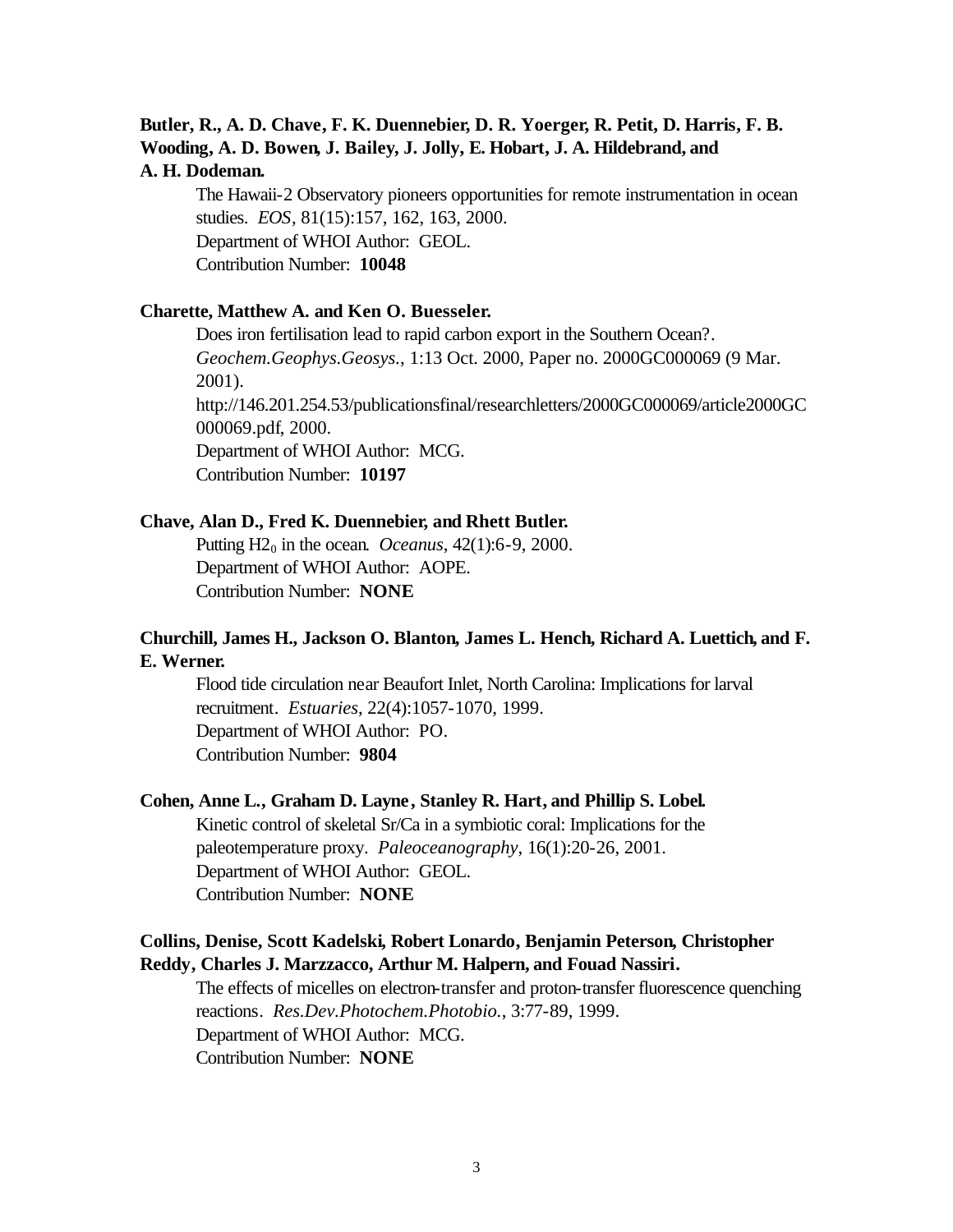**Butler, R., A. D. Chave, F. K. Duennebier, D. R. Yoerger, R. Petit, D. Harris, F. B. Wooding, A. D. Bowen, J. Bailey, J. Jolly, E. Hobart, J. A. Hildebrand, and A. H. Dodeman.**

The Hawaii-2 Observatory pioneers opportunities for remote instrumentation in ocean studies. *EOS*, 81(15):157, 162, 163, 2000.
Department of WHOI Author: GEOL.
Contribution Number: **10048**

**Charette, Matthew A. and Ken O. Buesseler.**

Does iron fertilisation lead to rapid carbon export in the Southern Ocean?. *Geochem.Geophys.Geosys.*, 1:13 Oct. 2000, Paper no. 2000GC000069 (9 Mar. 2001). http://146.201.254.53/publicationsfinal/researchletters/2000GC000069/article2000GC000069.pdf, 2000.
Department of WHOI Author: MCG.
Contribution Number: **10197**

**Chave, Alan D., Fred K. Duennebier, and Rhett Butler.**

Putting $H2_0$ in the ocean. *Oceanus*, 42(1):6-9, 2000.
Department of WHOI Author: AOPE.
Contribution Number: **NONE**

**Churchill, James H., Jackson O. Blanton, James L. Hench, Richard A. Luettich, and F. E. Werner.**

Flood tide circulation near Beaufort Inlet, North Carolina: Implications for larval recruitment. *Estuaries*, 22(4):1057-1070, 1999.
Department of WHOI Author: PO.
Contribution Number: **9804**

**Cohen, Anne L., Graham D. Layne, Stanley R. Hart, and Phillip S. Lobel.**

Kinetic control of skeletal Sr/Ca in a symbiotic coral: Implications for the paleotemperature proxy. *Paleoceanography*, 16(1):20-26, 2001.
Department of WHOI Author: GEOL.
Contribution Number: **NONE**

**Collins, Denise, Scott Kadelski, Robert Lonardo, Benjamin Peterson, Christopher Reddy, Charles J. Marzzacco, Arthur M. Halpern, and Fouad Nassiri.**

The effects of micelles on electron-transfer and proton-transfer fluorescence quenching reactions. *Res.Dev.Photochem.Photobio.*, 3:77-89, 1999.
Department of WHOI Author: MCG.
Contribution Number: **NONE**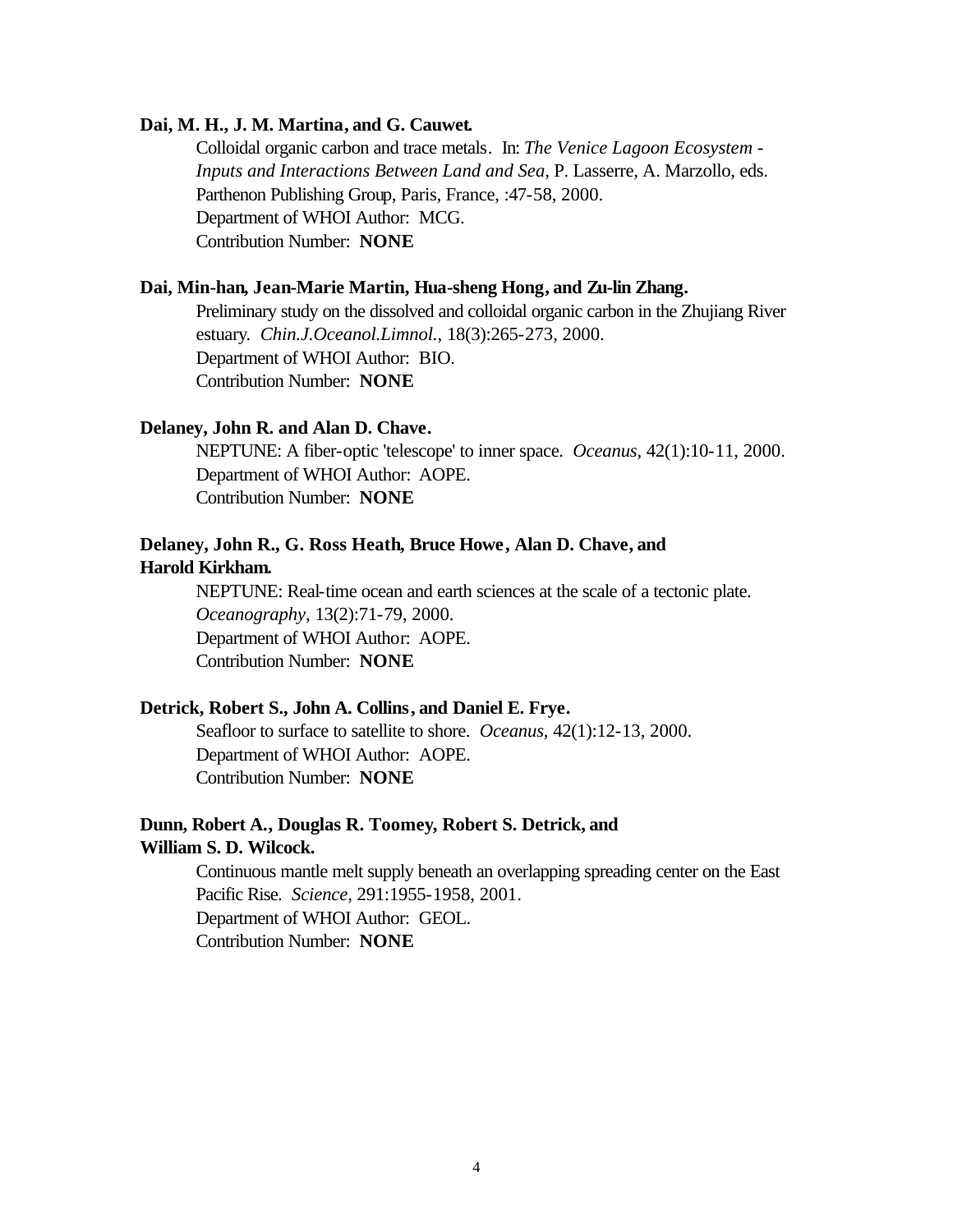**Dai, M. H., J. M. Martina, and G. Cauwet.**

Colloidal organic carbon and trace metals. In: *The Venice Lagoon Ecosystem - Inputs and Interactions Between Land and Sea,* P. Lasserre, A. Marzollo, eds. Parthenon Publishing Group, Paris, France, :47-58, 2000.
Department of WHOI Author: MCG.
Contribution Number: **NONE**

**Dai, Min-han, Jean-Marie Martin, Hua-sheng Hong, and Zu-lin Zhang.**

Preliminary study on the dissolved and colloidal organic carbon in the Zhujiang River estuary. *Chin.J.Oceanol.Limnol.*, 18(3):265-273, 2000.
Department of WHOI Author: BIO.
Contribution Number: **NONE**

**Delaney, John R. and Alan D. Chave.**

NEPTUNE: A fiber-optic 'telescope' to inner space. *Oceanus*, 42(1):10-11, 2000.
Department of WHOI Author: AOPE.
Contribution Number: **NONE**

**Delaney, John R., G. Ross Heath, Bruce Howe, Alan D. Chave, and Harold Kirkham.**

NEPTUNE: Real-time ocean and earth sciences at the scale of a tectonic plate. *Oceanography*, 13(2):71-79, 2000.
Department of WHOI Author: AOPE.
Contribution Number: **NONE**

**Detrick, Robert S., John A. Collins, and Daniel E. Frye.**

Seafloor to surface to satellite to shore. *Oceanus*, 42(1):12-13, 2000.
Department of WHOI Author: AOPE.
Contribution Number: **NONE**

**Dunn, Robert A., Douglas R. Toomey, Robert S. Detrick, and William S. D. Wilcock.**

Continuous mantle melt supply beneath an overlapping spreading center on the East Pacific Rise. *Science*, 291:1955-1958, 2001.
Department of WHOI Author: GEOL.
Contribution Number: **NONE**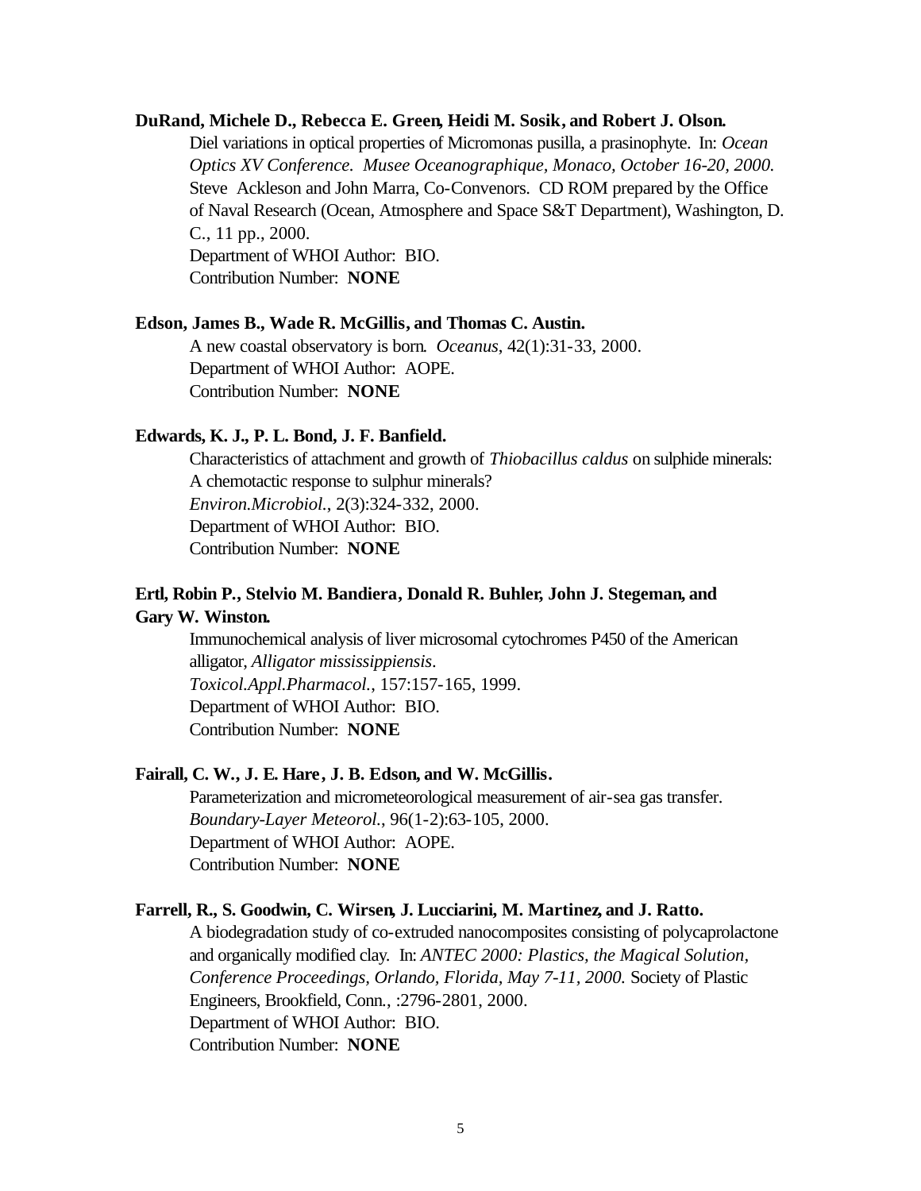**DuRand, Michele D., Rebecca E. Green, Heidi M. Sosik, and Robert J. Olson.**

Diel variations in optical properties of Micromonas pusilla, a prasinophyte. In: *Ocean Optics XV Conference. Musee Oceanographique, Monaco, October 16-20, 2000.* Steve Ackleson and John Marra, Co-Convenors. CD ROM prepared by the Office of Naval Research (Ocean, Atmosphere and Space S&T Department), Washington, D. C., 11 pp., 2000.
Department of WHOI Author: BIO.
Contribution Number: **NONE**

**Edson, James B., Wade R. McGillis, and Thomas C. Austin.**

A new coastal observatory is born. *Oceanus*, 42(1):31-33, 2000.
Department of WHOI Author: AOPE.
Contribution Number: **NONE**

**Edwards, K. J., P. L. Bond, J. F. Banfield.**

Characteristics of attachment and growth of *Thiobacillus caldus* on sulphide minerals: A chemotactic response to sulphur minerals?
*Environ.Microbiol.*, 2(3):324-332, 2000.
Department of WHOI Author: BIO.
Contribution Number: **NONE**

**Ertl, Robin P., Stelvio M. Bandiera, Donald R. Buhler, John J. Stegeman, and Gary W. Winston.**

Immunochemical analysis of liver microsomal cytochromes P450 of the American alligator, *Alligator mississippiensis*.
*Toxicol.Appl.Pharmacol.*, 157:157-165, 1999.
Department of WHOI Author: BIO.
Contribution Number: **NONE**

**Fairall, C. W., J. E. Hare, J. B. Edson, and W. McGillis.**

Parameterization and micrometeorological measurement of air-sea gas transfer.
*Boundary-Layer Meteorol.*, 96(1-2):63-105, 2000.
Department of WHOI Author: AOPE.
Contribution Number: **NONE**

**Farrell, R., S. Goodwin, C. Wirsen, J. Lucciarini, M. Martinez, and J. Ratto.**

A biodegradation study of co-extruded nanocomposites consisting of polycaprolactone and organically modified clay. In: *ANTEC 2000: Plastics, the Magical Solution, Conference Proceedings, Orlando, Florida, May 7-11, 2000.* Society of Plastic Engineers, Brookfield, Conn., :2796-2801, 2000.
Department of WHOI Author: BIO.
Contribution Number: **NONE**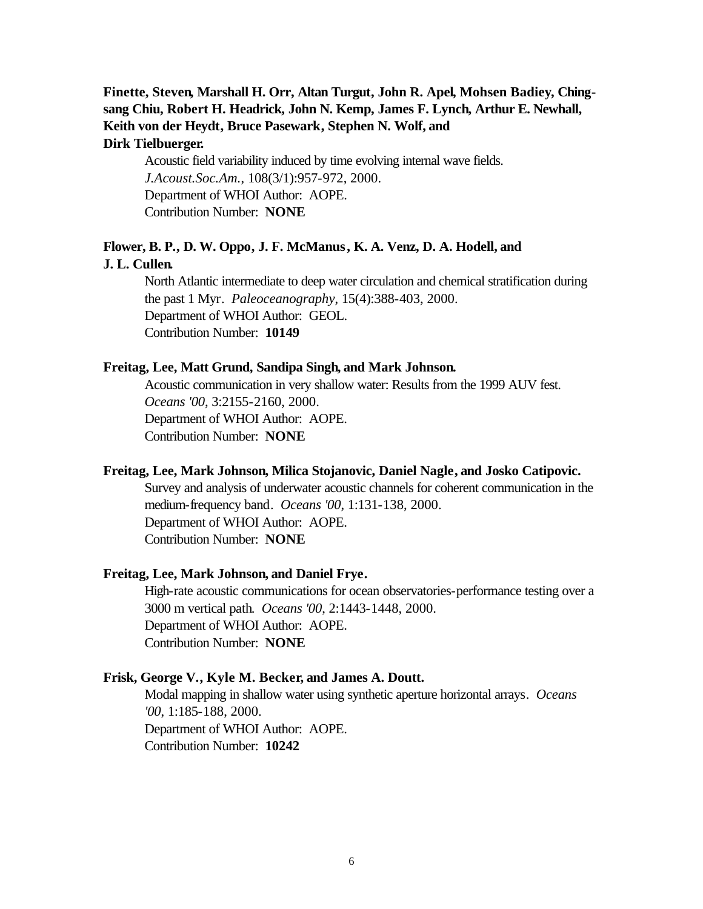**Finette, Steven, Marshall H. Orr, Altan Turgut, John R. Apel, Mohsen Badiey, Ching-sang Chiu, Robert H. Headrick, John N. Kemp, James F. Lynch, Arthur E. Newhall, Keith von der Heydt, Bruce Pasewark, Stephen N. Wolf, and Dirk Tielbuerger.**

Acoustic field variability induced by time evolving internal wave fields. *J.Acoust.Soc.Am.*, 108(3/1):957-972, 2000.
Department of WHOI Author: AOPE.
Contribution Number: **NONE**

**Flower, B. P., D. W. Oppo, J. F. McManus, K. A. Venz, D. A. Hodell, and J. L. Cullen.**

North Atlantic intermediate to deep water circulation and chemical stratification during the past 1 Myr. *Paleoceanography*, 15(4):388-403, 2000.
Department of WHOI Author: GEOL.
Contribution Number: **10149**

**Freitag, Lee, Matt Grund, Sandipa Singh, and Mark Johnson.**

Acoustic communication in very shallow water: Results from the 1999 AUV fest. *Oceans '00*, 3:2155-2160, 2000.
Department of WHOI Author: AOPE.
Contribution Number: **NONE**

**Freitag, Lee, Mark Johnson, Milica Stojanovic, Daniel Nagle, and Josko Catipovic.**

Survey and analysis of underwater acoustic channels for coherent communication in the medium-frequency band. *Oceans '00*, 1:131-138, 2000.
Department of WHOI Author: AOPE.
Contribution Number: **NONE**

**Freitag, Lee, Mark Johnson, and Daniel Frye.**

High-rate acoustic communications for ocean observatories-performance testing over a 3000 m vertical path. *Oceans '00*, 2:1443-1448, 2000.
Department of WHOI Author: AOPE.
Contribution Number: **NONE**

**Frisk, George V., Kyle M. Becker, and James A. Doutt.**

Modal mapping in shallow water using synthetic aperture horizontal arrays. *Oceans '00*, 1:185-188, 2000.
Department of WHOI Author: AOPE.
Contribution Number: **10242**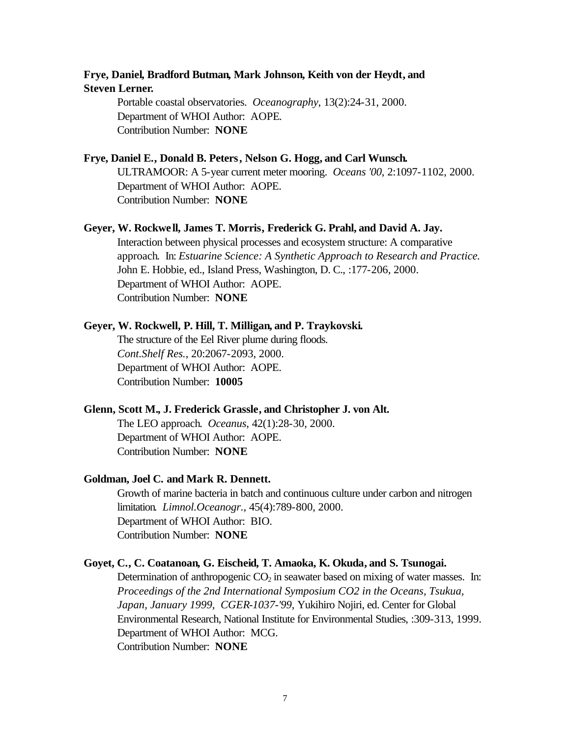**Frye, Daniel, Bradford Butman, Mark Johnson, Keith von der Heydt, and Steven Lerner.**

Portable coastal observatories. *Oceanography*, 13(2):24-31, 2000.
Department of WHOI Author: AOPE.
Contribution Number: **NONE**

**Frye, Daniel E., Donald B. Peters, Nelson G. Hogg, and Carl Wunsch.**

ULTRAMOOR: A 5-year current meter mooring. *Oceans '00*, 2:1097-1102, 2000.
Department of WHOI Author: AOPE.
Contribution Number: **NONE**

**Geyer, W. Rockwell, James T. Morris, Frederick G. Prahl, and David A. Jay.**

Interaction between physical processes and ecosystem structure: A comparative approach. In: *Estuarine Science: A Synthetic Approach to Research and Practice.* John E. Hobbie, ed., Island Press, Washington, D. C., :177-206, 2000.
Department of WHOI Author: AOPE.
Contribution Number: **NONE**

**Geyer, W. Rockwell, P. Hill, T. Milligan, and P. Traykovski.**

The structure of the Eel River plume during floods.
*Cont.Shelf Res.*, 20:2067-2093, 2000.
Department of WHOI Author: AOPE.
Contribution Number: **10005**

**Glenn, Scott M., J. Frederick Grassle, and Christopher J. von Alt.**

The LEO approach. *Oceanus*, 42(1):28-30, 2000.
Department of WHOI Author: AOPE.
Contribution Number: **NONE**

**Goldman, Joel C. and Mark R. Dennett.**

Growth of marine bacteria in batch and continuous culture under carbon and nitrogen limitation. *Limnol.Oceanogr.*, 45(4):789-800, 2000.
Department of WHOI Author: BIO.
Contribution Number: **NONE**

**Goyet, C., C. Coatanoan, G. Eischeid, T. Amaoka, K. Okuda, and S. Tsunogai.**

Determination of anthropogenic $CO_2$ in seawater based on mixing of water masses. In: *Proceedings of the 2nd International Symposium CO2 in the Oceans, Tsukua, Japan, January 1999, CGER-1037-'99,* Yukihiro Nojiri, ed. Center for Global Environmental Research, National Institute for Environmental Studies, :309-313, 1999.
Department of WHOI Author: MCG.
Contribution Number: **NONE**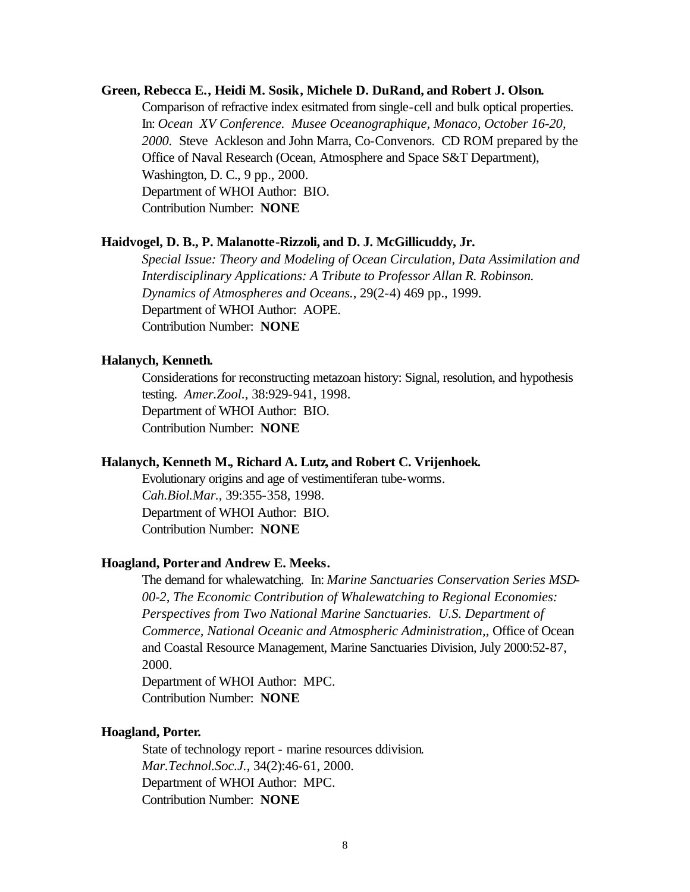**Green, Rebecca E., Heidi M. Sosik, Michele D. DuRand, and Robert J. Olson.**

Comparison of refractive index esitmated from single-cell and bulk optical properties. In: *Ocean XV Conference. Musee Oceanographique, Monaco, October 16-20, 2000.* Steve Ackleson and John Marra, Co-Convenors. CD ROM prepared by the Office of Naval Research (Ocean, Atmosphere and Space S&T Department), Washington, D. C., 9 pp., 2000.
Department of WHOI Author: BIO.
Contribution Number: **NONE**

**Haidvogel, D. B., P. Malanotte-Rizzoli, and D. J. McGillicuddy, Jr.**

*Special Issue: Theory and Modeling of Ocean Circulation, Data Assimilation and Interdisciplinary Applications: A Tribute to Professor Allan R. Robinson. Dynamics of Atmospheres and Oceans.*, 29(2-4) 469 pp., 1999.
Department of WHOI Author: AOPE.
Contribution Number: **NONE**

**Halanych, Kenneth.**

Considerations for reconstructing metazoan history: Signal, resolution, and hypothesis testing. *Amer.Zool.*, 38:929-941, 1998.
Department of WHOI Author: BIO.
Contribution Number: **NONE**

**Halanych, Kenneth M., Richard A. Lutz, and Robert C. Vrijenhoek.**

Evolutionary origins and age of vestimentiferan tube-worms. *Cah.Biol.Mar.*, 39:355-358, 1998.
Department of WHOI Author: BIO.
Contribution Number: **NONE**

**Hoagland, Porter and Andrew E. Meeks.**

The demand for whalewatching. In: *Marine Sanctuaries Conservation Series MSD-00-2, The Economic Contribution of Whalewatching to Regional Economies: Perspectives from Two National Marine Sanctuaries. U.S. Department of Commerce, National Oceanic and Atmospheric Administration,*, Office of Ocean and Coastal Resource Management, Marine Sanctuaries Division, July 2000:52-87, 2000.
Department of WHOI Author: MPC.
Contribution Number: **NONE**

**Hoagland, Porter.**

State of technology report - marine resources ddivision. *Mar.Technol.Soc.J.*, 34(2):46-61, 2000.
Department of WHOI Author: MPC.
Contribution Number: **NONE**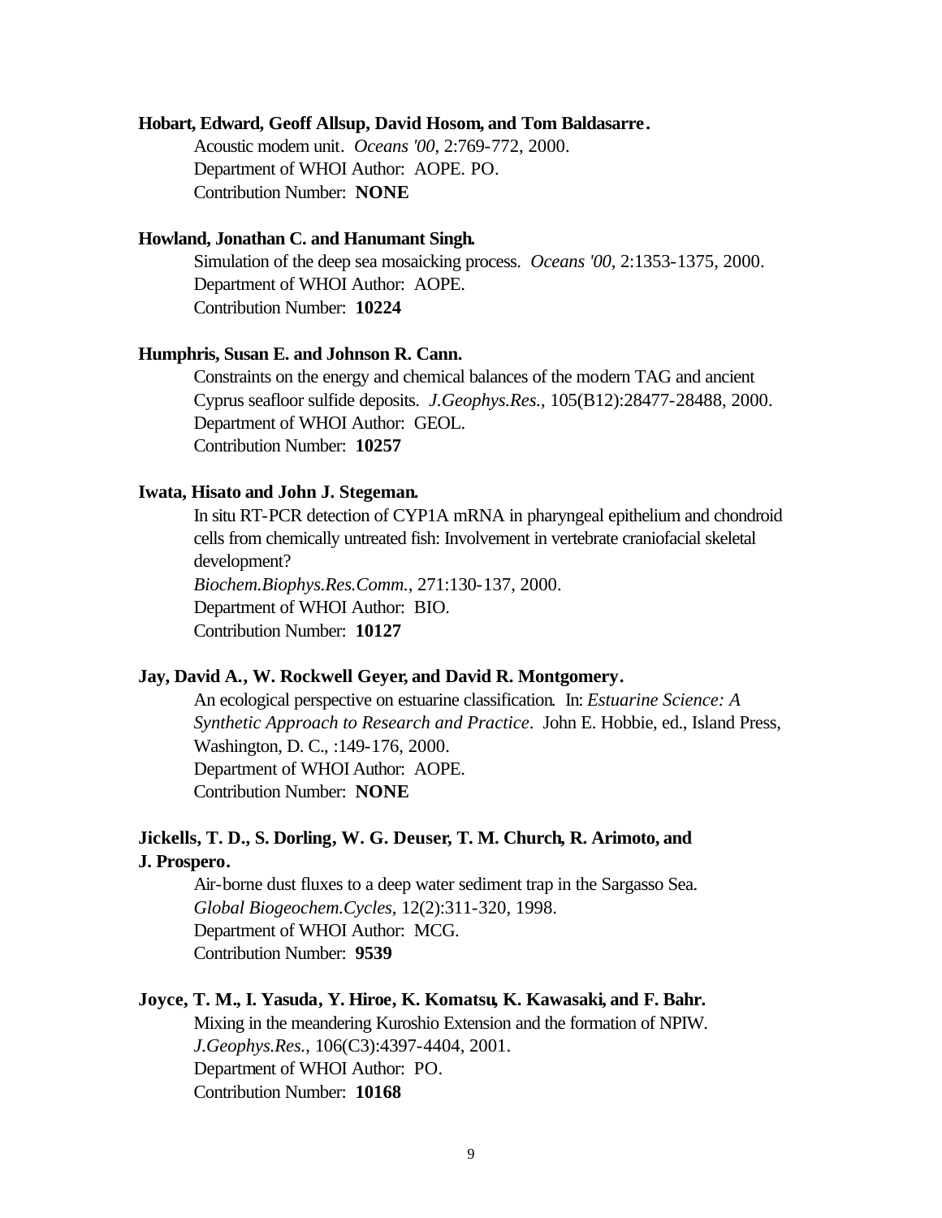**Hobart, Edward, Geoff Allsup, David Hosom, and Tom Baldasarre.**

Acoustic modem unit. *Oceans '00*, 2:769-772, 2000.
Department of WHOI Author: AOPE. PO.
Contribution Number: **NONE**

**Howland, Jonathan C. and Hanumant Singh.**

Simulation of the deep sea mosaicking process. *Oceans '00*, 2:1353-1375, 2000.
Department of WHOI Author: AOPE.
Contribution Number: **10224**

**Humphris, Susan E. and Johnson R. Cann.**

Constraints on the energy and chemical balances of the modern TAG and ancient Cyprus seafloor sulfide deposits. *J.Geophys.Res.*, 105(B12):28477-28488, 2000.
Department of WHOI Author: GEOL.
Contribution Number: **10257**

**Iwata, Hisato and John J. Stegeman.**

In situ RT-PCR detection of CYP1A mRNA in pharyngeal epithelium and chondroid cells from chemically untreated fish: Involvement in vertebrate craniofacial skeletal development?
*Biochem.Biophys.Res.Comm.*, 271:130-137, 2000.
Department of WHOI Author: BIO.
Contribution Number: **10127**

**Jay, David A., W. Rockwell Geyer, and David R. Montgomery.**

An ecological perspective on estuarine classification. In: *Estuarine Science: A Synthetic Approach to Research and Practice*. John E. Hobbie, ed., Island Press, Washington, D. C., :149-176, 2000.
Department of WHOI Author: AOPE.
Contribution Number: **NONE**

**Jickells, T. D., S. Dorling, W. G. Deuser, T. M. Church, R. Arimoto, and J. Prospero.**

Air-borne dust fluxes to a deep water sediment trap in the Sargasso Sea.
*Global Biogeochem.Cycles*, 12(2):311-320, 1998.
Department of WHOI Author: MCG.
Contribution Number: **9539**

**Joyce, T. M., I. Yasuda, Y. Hiroe, K. Komatsu, K. Kawasaki, and F. Bahr.**

Mixing in the meandering Kuroshio Extension and the formation of NPIW.
*J.Geophys.Res.*, 106(C3):4397-4404, 2001.
Department of WHOI Author: PO.
Contribution Number: **10168**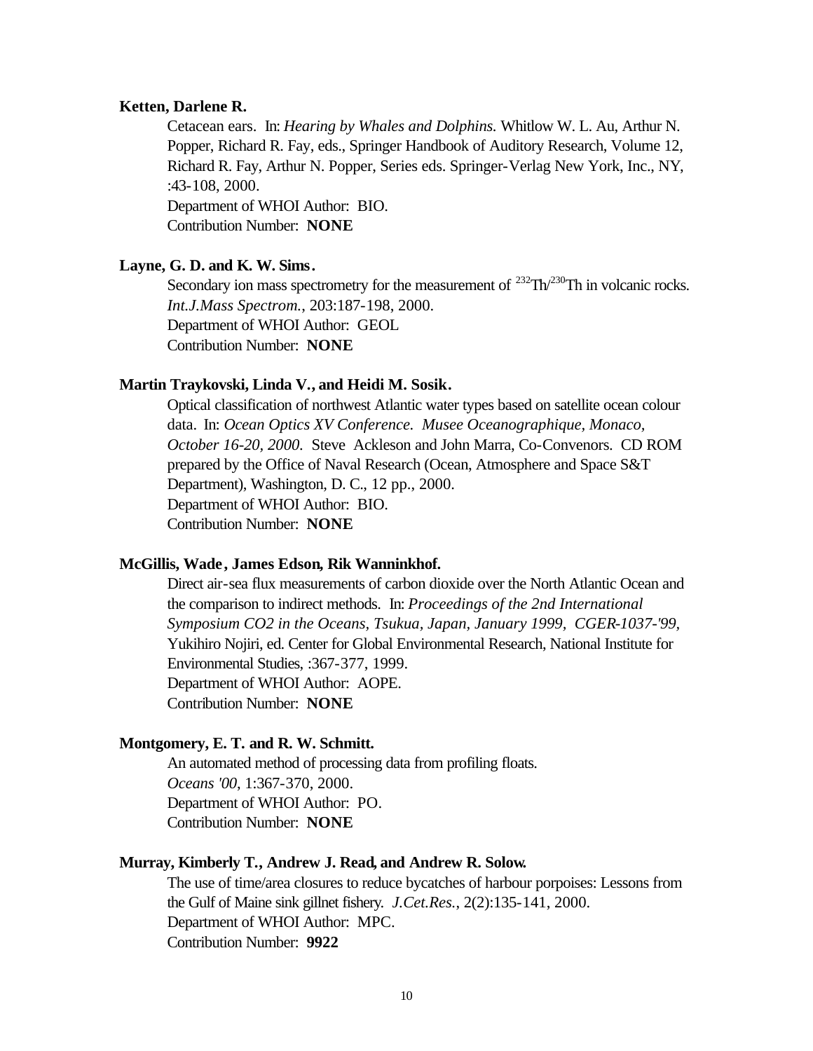**Ketten, Darlene R.**

Cetacean ears. In: *Hearing by Whales and Dolphins.* Whitlow W. L. Au, Arthur N. Popper, Richard R. Fay, eds., Springer Handbook of Auditory Research, Volume 12, Richard R. Fay, Arthur N. Popper, Series eds. Springer-Verlag New York, Inc., NY, :43-108, 2000.
Department of WHOI Author: BIO.
Contribution Number: **NONE**

**Layne, G. D. and K. W. Sims.**

Secondary ion mass spectrometry for the measurement of $^{232}Th/^{230}Th$ in volcanic rocks. *Int.J.Mass Spectrom.*, 203:187-198, 2000.
Department of WHOI Author: GEOL
Contribution Number: **NONE**

**Martin Traykovski, Linda V., and Heidi M. Sosik.**

Optical classification of northwest Atlantic water types based on satellite ocean colour data. In: *Ocean Optics XV Conference. Musee Oceanographique, Monaco, October 16-20, 2000.* Steve Ackleson and John Marra, Co-Convenors. CD ROM prepared by the Office of Naval Research (Ocean, Atmosphere and Space S&T Department), Washington, D. C., 12 pp., 2000.
Department of WHOI Author: BIO.
Contribution Number: **NONE**

**McGillis, Wade, James Edson, Rik Wanninkhof.**

Direct air-sea flux measurements of carbon dioxide over the North Atlantic Ocean and the comparison to indirect methods. In: *Proceedings of the 2nd International Symposium CO2 in the Oceans, Tsukua, Japan, January 1999, CGER-1037-'99,* Yukihiro Nojiri, ed. Center for Global Environmental Research, National Institute for Environmental Studies, :367-377, 1999.
Department of WHOI Author: AOPE.
Contribution Number: **NONE**

**Montgomery, E. T. and R. W. Schmitt.**

An automated method of processing data from profiling floats.
*Oceans '00*, 1:367-370, 2000.
Department of WHOI Author: PO.
Contribution Number: **NONE**

**Murray, Kimberly T., Andrew J. Read, and Andrew R. Solow.**

The use of time/area closures to reduce bycatches of harbour porpoises: Lessons from the Gulf of Maine sink gillnet fishery. *J.Cet.Res.*, 2(2):135-141, 2000.
Department of WHOI Author: MPC.
Contribution Number: **9922**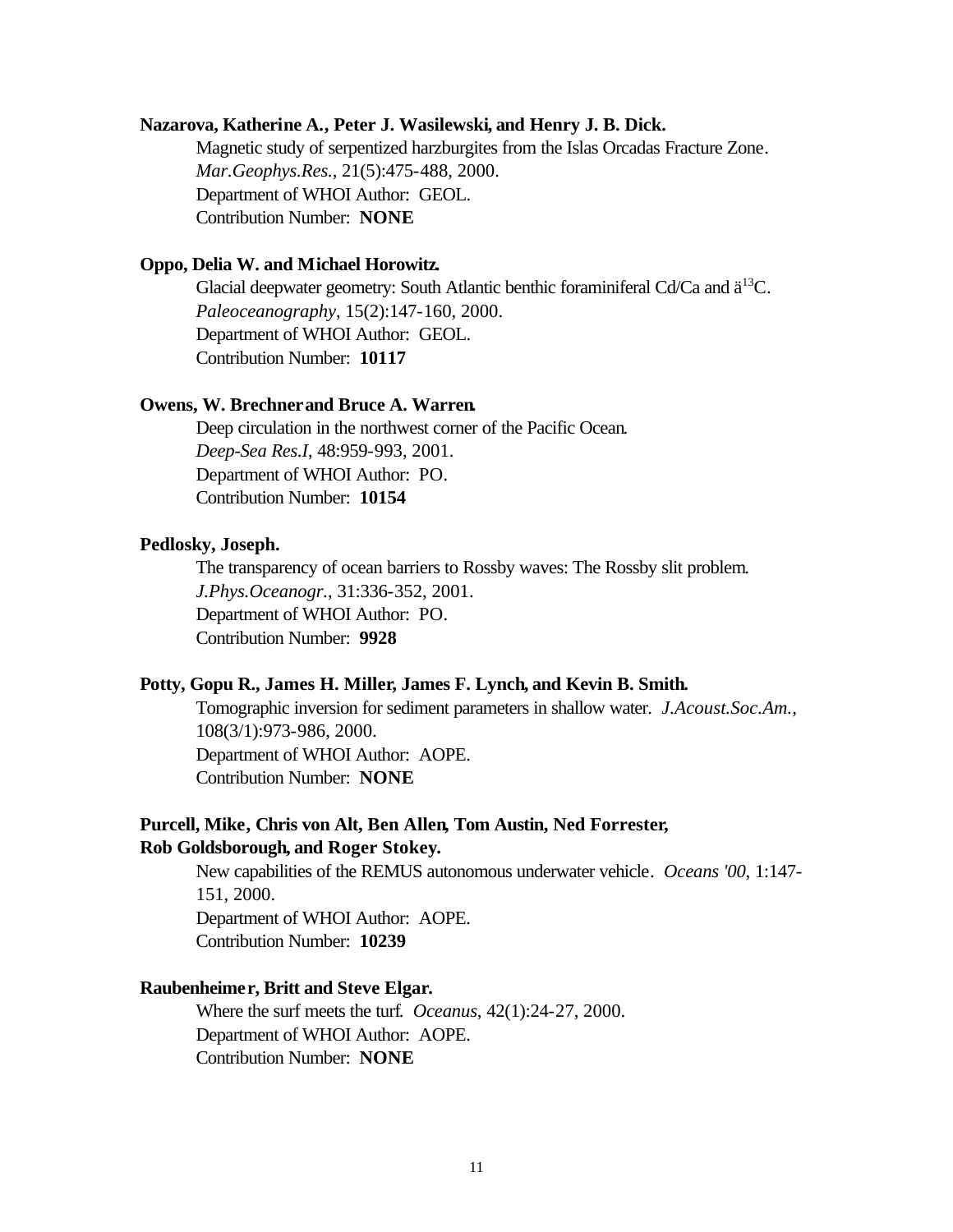**Nazarova, Katherine A., Peter J. Wasilewski, and Henry J. B. Dick.**

Magnetic study of serpentized harzburgites from the Islas Orcadas Fracture Zone. *Mar.Geophys.Res.*, 21(5):475-488, 2000.
Department of WHOI Author: GEOL.
Contribution Number: **NONE**

**Oppo, Delia W. and Michael Horowitz.**

Glacial deepwater geometry: South Atlantic benthic foraminiferal Cd/Ca and $ä^{13}$C. *Paleoceanography*, 15(2):147-160, 2000.
Department of WHOI Author: GEOL.
Contribution Number: **10117**

**Owens, W. Brechner and Bruce A. Warren.**

Deep circulation in the northwest corner of the Pacific Ocean. *Deep-Sea Res.I*, 48:959-993, 2001.
Department of WHOI Author: PO.
Contribution Number: **10154**

**Pedlosky, Joseph.**

The transparency of ocean barriers to Rossby waves: The Rossby slit problem. *J.Phys.Oceanogr.*, 31:336-352, 2001.
Department of WHOI Author: PO.
Contribution Number: **9928**

**Potty, Gopu R., James H. Miller, James F. Lynch, and Kevin B. Smith.**

Tomographic inversion for sediment parameters in shallow water. *J.Acoust.Soc.Am.*, 108(3/1):973-986, 2000.
Department of WHOI Author: AOPE.
Contribution Number: **NONE**

**Purcell, Mike, Chris von Alt, Ben Allen, Tom Austin, Ned Forrester, Rob Goldsborough, and Roger Stokey.**

New capabilities of the REMUS autonomous underwater vehicle. *Oceans '00*, 1:147-151, 2000.
Department of WHOI Author: AOPE.
Contribution Number: **10239**

**Raubenheimer, Britt and Steve Elgar.**

Where the surf meets the turf. *Oceanus*, 42(1):24-27, 2000.
Department of WHOI Author: AOPE.
Contribution Number: **NONE**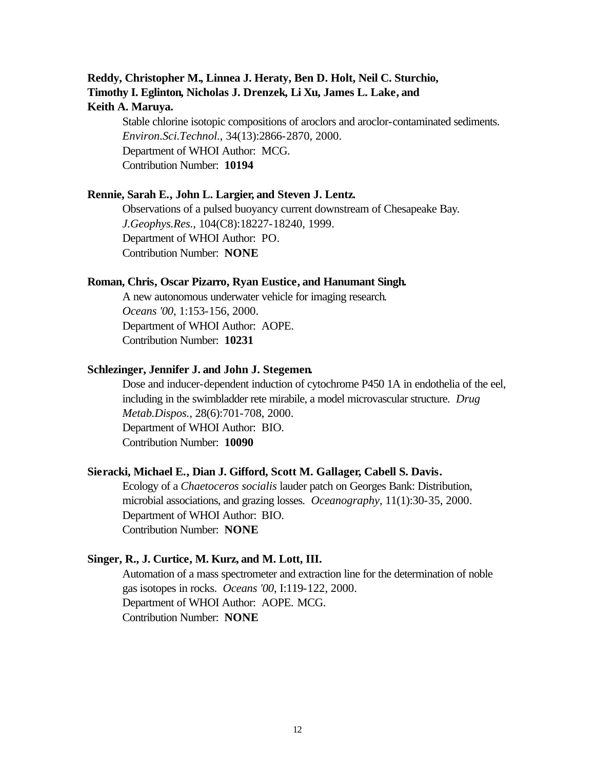**Reddy, Christopher M., Linnea J. Heraty, Ben D. Holt, Neil C. Sturchio, Timothy I. Eglinton, Nicholas J. Drenzek, Li Xu, James L. Lake, and Keith A. Maruya.**

Stable chlorine isotopic compositions of aroclors and aroclor-contaminated sediments. *Environ.Sci.Technol.*, 34(13):2866-2870, 2000.
Department of WHOI Author: MCG.
Contribution Number: **10194**

**Rennie, Sarah E., John L. Largier, and Steven J. Lentz.**

Observations of a pulsed buoyancy current downstream of Chesapeake Bay. *J.Geophys.Res.*, 104(C8):18227-18240, 1999.
Department of WHOI Author: PO.
Contribution Number: **NONE**

**Roman, Chris, Oscar Pizarro, Ryan Eustice, and Hanumant Singh.**

A new autonomous underwater vehicle for imaging research. *Oceans '00*, 1:153-156, 2000.
Department of WHOI Author: AOPE.
Contribution Number: **10231**

**Schlezinger, Jennifer J. and John J. Stegemen.**

Dose and inducer-dependent induction of cytochrome P450 1A in endothelia of the eel, including in the swimbladder rete mirabile, a model microvascular structure. *Drug Metab.Dispos.*, 28(6):701-708, 2000.
Department of WHOI Author: BIO.
Contribution Number: **10090**

**Sieracki, Michael E., Dian J. Gifford, Scott M. Gallager, Cabell S. Davis.**

Ecology of a *Chaetoceros socialis* lauder patch on Georges Bank: Distribution, microbial associations, and grazing losses. *Oceanography*, 11(1):30-35, 2000.
Department of WHOI Author: BIO.
Contribution Number: **NONE**

**Singer, R., J. Curtice, M. Kurz, and M. Lott, III.**

Automation of a mass spectrometer and extraction line for the determination of noble gas isotopes in rocks. *Oceans '00*, I:119-122, 2000.
Department of WHOI Author: AOPE. MCG.
Contribution Number: **NONE**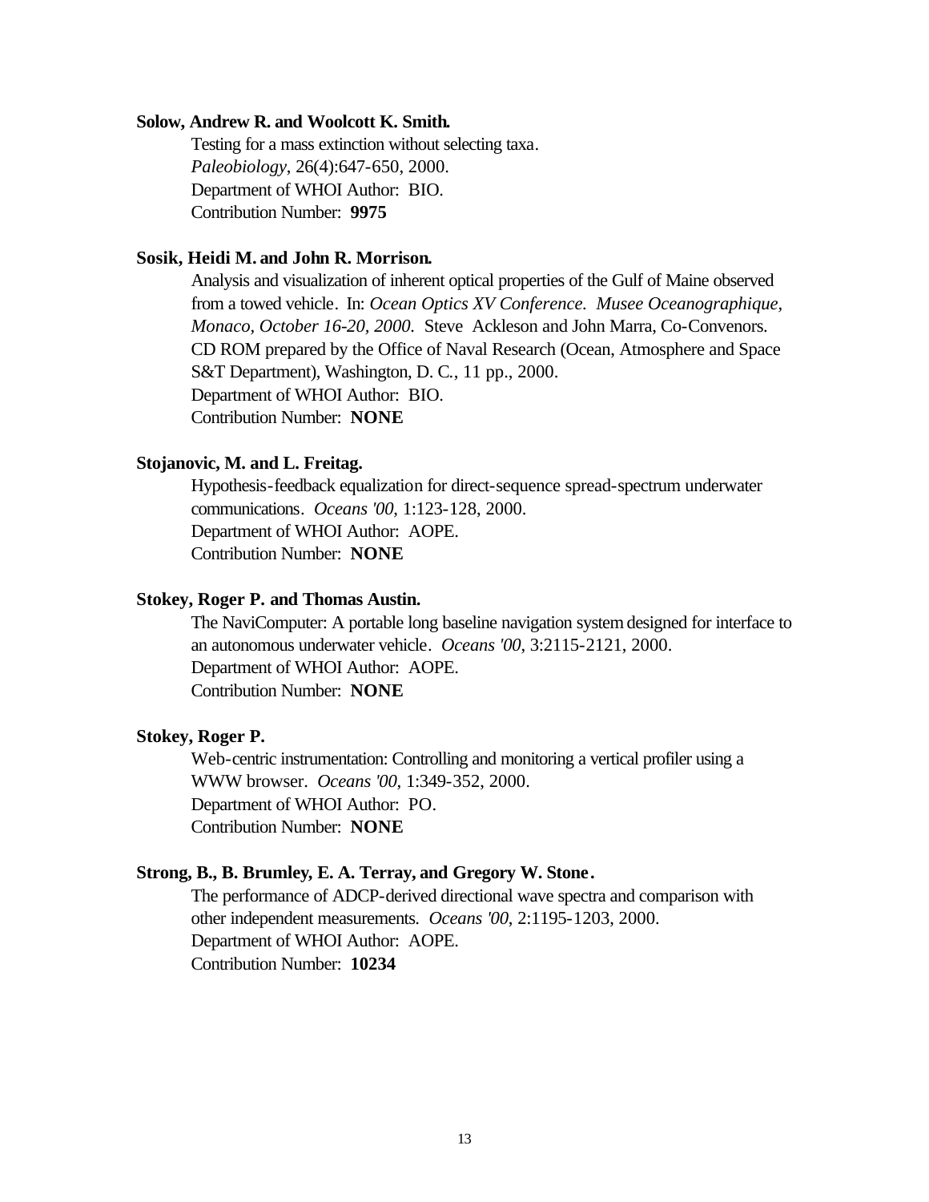**Solow, Andrew R. and Woolcott K. Smith.**

Testing for a mass extinction without selecting taxa.
*Paleobiology*, 26(4):647-650, 2000.
Department of WHOI Author: BIO.
Contribution Number: **9975**

**Sosik, Heidi M. and John R. Morrison.**

Analysis and visualization of inherent optical properties of the Gulf of Maine observed from a towed vehicle. In: *Ocean Optics XV Conference. Musee Oceanographique, Monaco, October 16-20, 2000.* Steve Ackleson and John Marra, Co-Convenors. CD ROM prepared by the Office of Naval Research (Ocean, Atmosphere and Space S&T Department), Washington, D. C., 11 pp., 2000.
Department of WHOI Author: BIO.
Contribution Number: **NONE**

**Stojanovic, M. and L. Freitag.**

Hypothesis-feedback equalization for direct-sequence spread-spectrum underwater communications. *Oceans '00*, 1:123-128, 2000.
Department of WHOI Author: AOPE.
Contribution Number: **NONE**

**Stokey, Roger P. and Thomas Austin.**

The NaviComputer: A portable long baseline navigation system designed for interface to an autonomous underwater vehicle. *Oceans '00,* 3:2115-2121, 2000.
Department of WHOI Author: AOPE.
Contribution Number: **NONE**

**Stokey, Roger P.**

Web-centric instrumentation: Controlling and monitoring a vertical profiler using a WWW browser. *Oceans '00*, 1:349-352, 2000.
Department of WHOI Author: PO.
Contribution Number: **NONE**

**Strong, B., B. Brumley, E. A. Terray, and Gregory W. Stone.**

The performance of ADCP-derived directional wave spectra and comparison with other independent measurements. *Oceans '00*, 2:1195-1203, 2000.
Department of WHOI Author: AOPE.
Contribution Number: **10234**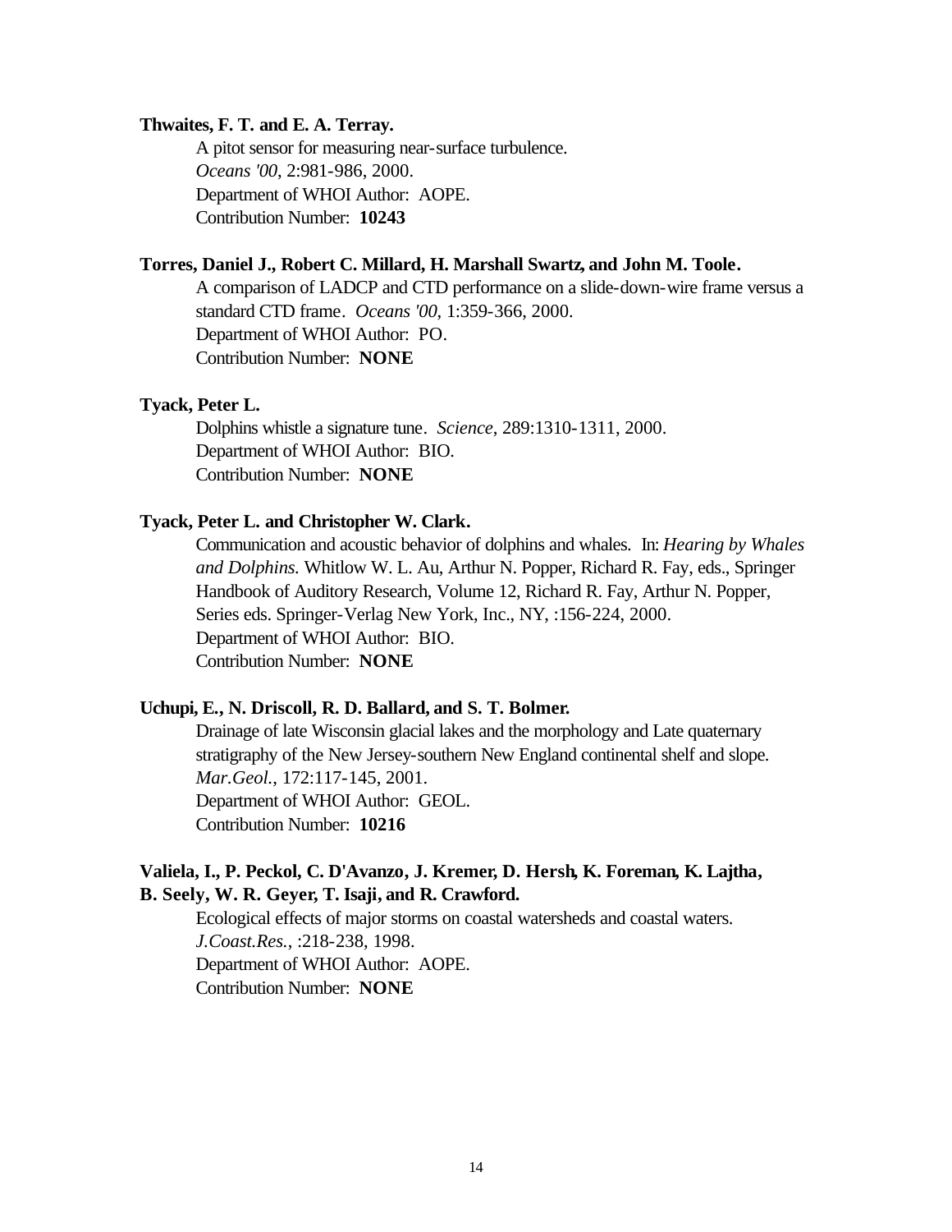**Thwaites, F. T. and E. A. Terray.**

A pitot sensor for measuring near-surface turbulence.
*Oceans '00*, 2:981-986, 2000.
Department of WHOI Author: AOPE.
Contribution Number: **10243**

**Torres, Daniel J., Robert C. Millard, H. Marshall Swartz, and John M. Toole.**

A comparison of LADCP and CTD performance on a slide-down-wire frame versus a standard CTD frame. *Oceans '00*, 1:359-366, 2000.
Department of WHOI Author: PO.
Contribution Number: **NONE**

**Tyack, Peter L.**

Dolphins whistle a signature tune. *Science*, 289:1310-1311, 2000.
Department of WHOI Author: BIO.
Contribution Number: **NONE**

**Tyack, Peter L. and Christopher W. Clark.**

Communication and acoustic behavior of dolphins and whales. In: *Hearing by Whales and Dolphins.* Whitlow W. L. Au, Arthur N. Popper, Richard R. Fay, eds., Springer Handbook of Auditory Research, Volume 12, Richard R. Fay, Arthur N. Popper, Series eds. Springer-Verlag New York, Inc., NY, :156-224, 2000.
Department of WHOI Author: BIO.
Contribution Number: **NONE**

**Uchupi, E., N. Driscoll, R. D. Ballard, and S. T. Bolmer.**

Drainage of late Wisconsin glacial lakes and the morphology and Late quaternary stratigraphy of the New Jersey-southern New England continental shelf and slope. *Mar.Geol.*, 172:117-145, 2001.
Department of WHOI Author: GEOL.
Contribution Number: **10216**

**Valiela, I., P. Peckol, C. D'Avanzo, J. Kremer, D. Hersh, K. Foreman, K. Lajtha, B. Seely, W. R. Geyer, T. Isaji, and R. Crawford.**

Ecological effects of major storms on coastal watersheds and coastal waters.
*J.Coast.Res.*, :218-238, 1998.
Department of WHOI Author: AOPE.
Contribution Number: **NONE**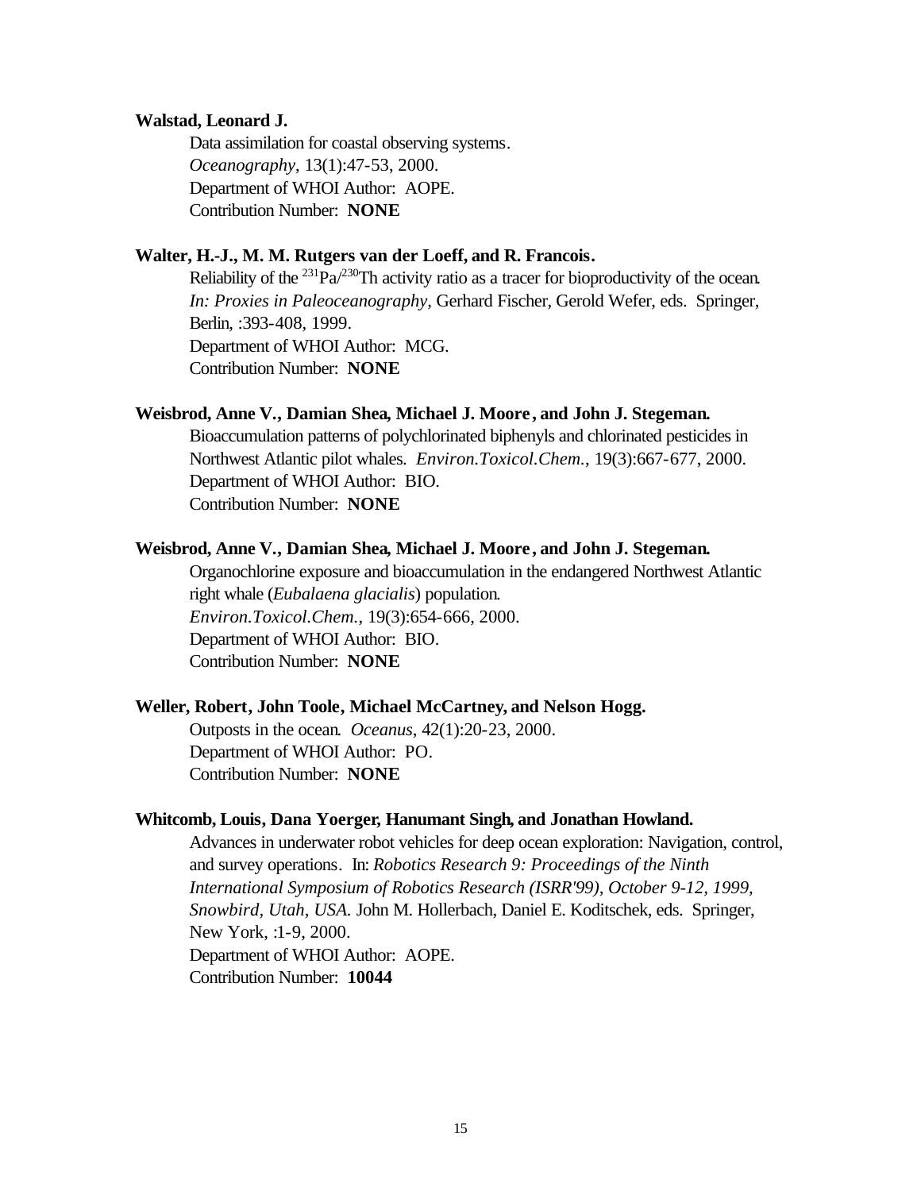**Walstad, Leonard J.**

Data assimilation for coastal observing systems.
*Oceanography*, 13(1):47-53, 2000.
Department of WHOI Author: AOPE.
Contribution Number: **NONE**

**Walter, H.-J., M. M. Rutgers van der Loeff, and R. Francois.**

Reliability of the $^{231}Pa/^{230}Th$ activity ratio as a tracer for bioproductivity of the ocean.
*In: Proxies in Paleoceanography,* Gerhard Fischer, Gerold Wefer, eds. Springer, Berlin, :393-408, 1999.
Department of WHOI Author: MCG.
Contribution Number: **NONE**

**Weisbrod, Anne V., Damian Shea, Michael J. Moore, and John J. Stegeman.**

Bioaccumulation patterns of polychlorinated biphenyls and chlorinated pesticides in Northwest Atlantic pilot whales. *Environ.Toxicol.Chem.*, 19(3):667-677, 2000.
Department of WHOI Author: BIO.
Contribution Number: **NONE**

**Weisbrod, Anne V., Damian Shea, Michael J. Moore, and John J. Stegeman.**

Organochlorine exposure and bioaccumulation in the endangered Northwest Atlantic right whale (*Eubalaena glacialis*) population.
*Environ.Toxicol.Chem.*, 19(3):654-666, 2000.
Department of WHOI Author: BIO.
Contribution Number: **NONE**

**Weller, Robert, John Toole, Michael McCartney, and Nelson Hogg.**

Outposts in the ocean. *Oceanus*, 42(1):20-23, 2000.
Department of WHOI Author: PO.
Contribution Number: **NONE**

**Whitcomb, Louis, Dana Yoerger, Hanumant Singh, and Jonathan Howland.**

Advances in underwater robot vehicles for deep ocean exploration: Navigation, control, and survey operations. In: *Robotics Research 9: Proceedings of the Ninth International Symposium of Robotics Research (ISRR'99), October 9-12, 1999, Snowbird, Utah, USA.* John M. Hollerbach, Daniel E. Koditschek, eds. Springer, New York, :1-9, 2000.
Department of WHOI Author: AOPE.
Contribution Number: **10044**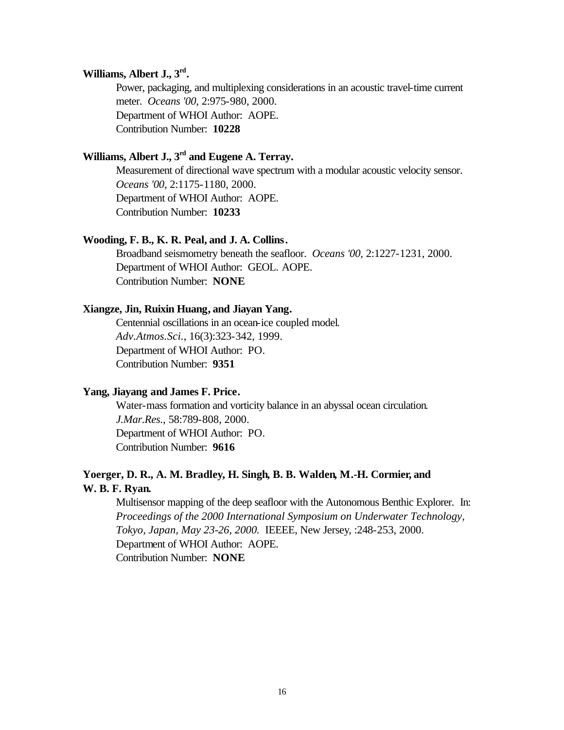**Williams, Albert J., 3rd.**

Power, packaging, and multiplexing considerations in an acoustic travel-time current meter. *Oceans '00*, 2:975-980, 2000.
Department of WHOI Author: AOPE.
Contribution Number: **10228**

**Williams, Albert J., 3rd and Eugene A. Terray.**

Measurement of directional wave spectrum with a modular acoustic velocity sensor. *Oceans '00*, 2:1175-1180, 2000.
Department of WHOI Author: AOPE.
Contribution Number: **10233**

**Wooding, F. B., K. R. Peal, and J. A. Collins.**

Broadband seismometry beneath the seafloor. *Oceans '00*, 2:1227-1231, 2000.
Department of WHOI Author: GEOL. AOPE.
Contribution Number: **NONE**

**Xiangze, Jin, Ruixin Huang, and Jiayan Yang.**

Centennial oscillations in an ocean-ice coupled model. *Adv.Atmos.Sci.*, 16(3):323-342, 1999.
Department of WHOI Author: PO.
Contribution Number: **9351**

**Yang, Jiayang and James F. Price.**

Water-mass formation and vorticity balance in an abyssal ocean circulation. *J.Mar.Res.*, 58:789-808, 2000.
Department of WHOI Author: PO.
Contribution Number: **9616**

**Yoerger, D. R., A. M. Bradley, H. Singh, B. B. Walden, M.-H. Cormier, and W. B. F. Ryan.**

Multisensor mapping of the deep seafloor with the Autonomous Benthic Explorer. In: *Proceedings of the 2000 International Symposium on Underwater Technology, Tokyo, Japan, May 23-26, 2000.* IEEEE, New Jersey, :248-253, 2000.
Department of WHOI Author: AOPE.
Contribution Number: **NONE**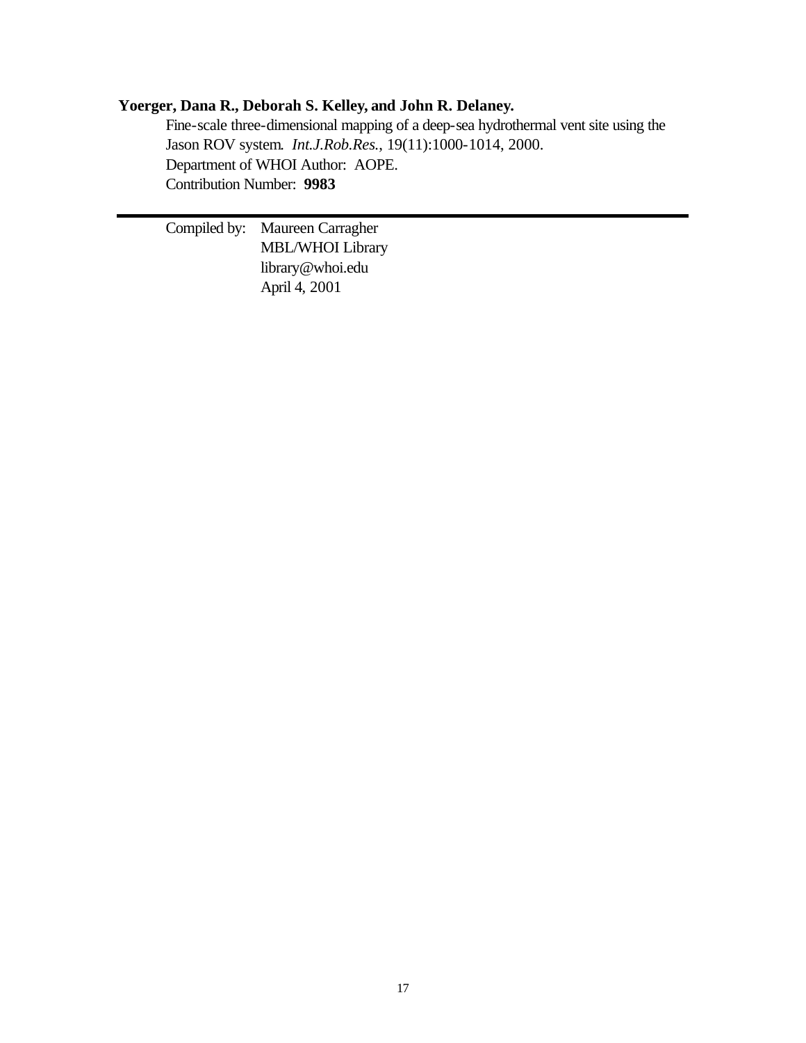**Yoerger, Dana R., Deborah S. Kelley, and John R. Delaney.**

Fine-scale three-dimensional mapping of a deep-sea hydrothermal vent site using the Jason ROV system. *Int.J.Rob.Res.*, 19(11):1000-1014, 2000.
Department of WHOI Author: AOPE.
Contribution Number: **9983**

---

Compiled by: Maureen Carragher
MBL/WHOI Library
library@whoi.edu
April 4, 2001